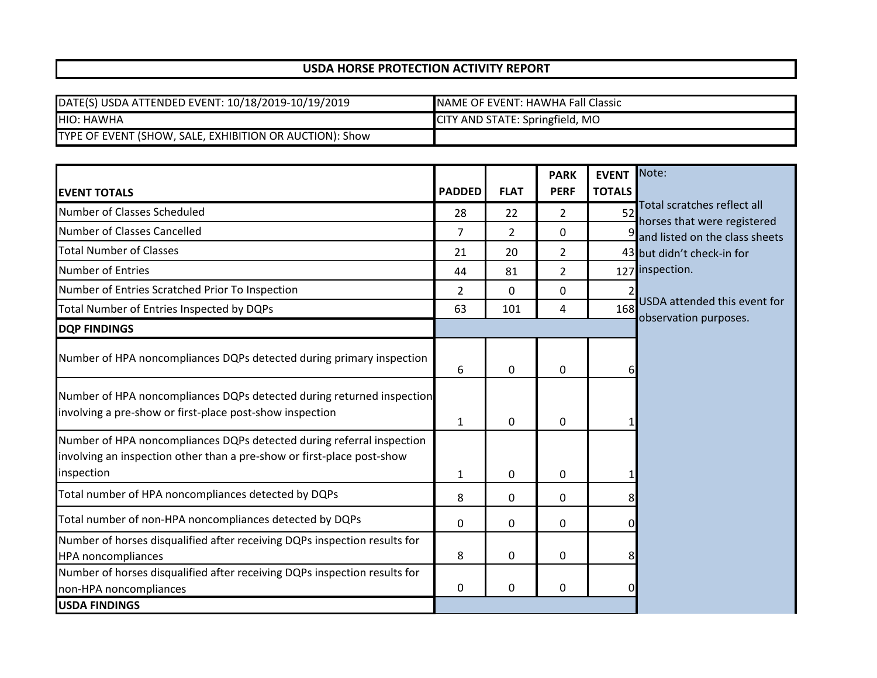# USDA HORSE PROTECTION ACTIVITY REPORT

| | |
|---|---|
| DATE(S) USDA ATTENDED EVENT: 10/18/2019-10/19/2019 | NAME OF EVENT: HAWHA Fall Classic |
| HIO: HAWHA | CITY AND STATE: Springfield, MO |
| TYPE OF EVENT (SHOW, SALE, EXHIBITION OR AUCTION): Show | |

| EVENT TOTALS | PADDED | FLAT | PARK PERF | EVENT TOTALS |
|---|---|---|---|---|
| Number of Classes Scheduled | 28 | 22 | 2 | 52 |
| Number of Classes Cancelled | 7 | 2 | 0 | 9 |
| Total Number of Classes | 21 | 20 | 2 | 43 |
| Number of Entries | 44 | 81 | 2 | 127 |
| Number of Entries Scratched Prior To Inspection | 2 | 0 | 0 | 2 |
| Total Number of Entries Inspected by DQPs | 63 | 101 | 4 | 168 |
| **DQP FINDINGS** | | | | |
| Number of HPA noncompliances DQPs detected during primary inspection | 6 | 0 | 0 | 6 |
| Number of HPA noncompliances DQPs detected during returned inspection involving a pre-show or first-place post-show inspection | 1 | 0 | 0 | 1 |
| Number of HPA noncompliances DQPs detected during referral inspection involving an inspection other than a pre-show or first-place post-show inspection | 1 | 0 | 0 | 1 |
| Total number of HPA noncompliances detected by DQPs | 8 | 0 | 0 | 8 |
| Total number of non-HPA noncompliances detected by DQPs | 0 | 0 | 0 | 0 |
| Number of horses disqualified after receiving DQPs inspection results for HPA noncompliances | 8 | 0 | 0 | 8 |
| Number of horses disqualified after receiving DQPs inspection results for non-HPA noncompliances | 0 | 0 | 0 | 0 |
| **USDA FINDINGS** | | | | |

Note:

Total scratches reflect all horses that were registered and listed on the class sheets but didn't check-in for inspection.

USDA attended this event for observation purposes.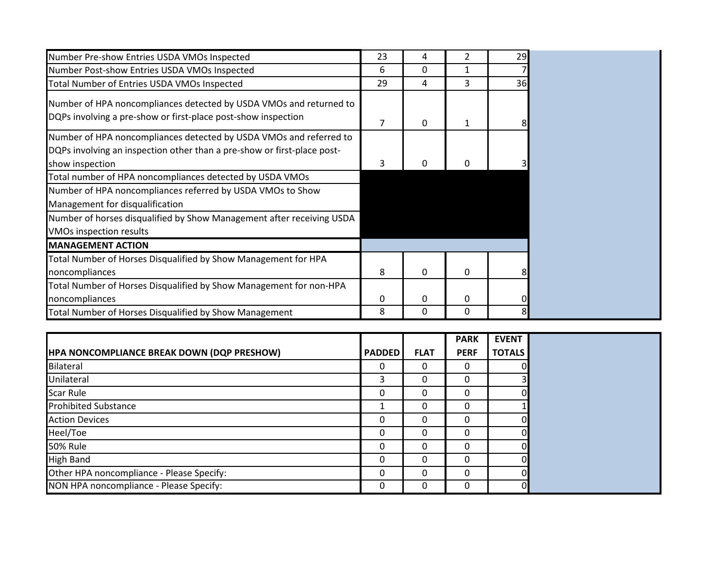| | | | | |
|---|---|---|---|---|
| Number Pre-show Entries USDA VMOs Inspected | 23 | 4 | 2 | 29 |
| Number Post-show Entries USDA VMOs Inspected | 6 | 0 | 1 | 7 |
| Total Number of Entries USDA VMOs Inspected | 29 | 4 | 3 | 36 |
| Number of HPA noncompliances detected by USDA VMOs and returned to DQPs involving a pre-show or first-place post-show inspection | 7 | 0 | 1 | 8 |
| Number of HPA noncompliances detected by USDA VMOs and referred to DQPs involving an inspection other than a pre-show or first-place post-show inspection | 3 | 0 | 0 | 3 |
| Total number of HPA noncompliances detected by USDA VMOs | | | | |
| Number of HPA noncompliances referred by USDA VMOs to Show Management for disqualification | | | | |
| Number of horses disqualified by Show Management after receiving USDA VMOs inspection results | | | | |
| **MANAGEMENT ACTION** | | | | |
| Total Number of Horses Disqualified by Show Management for HPA noncompliances | 8 | 0 | 0 | 8 |
| Total Number of Horses Disqualified by Show Management for non-HPA noncompliances | 0 | 0 | 0 | 0 |
| Total Number of Horses Disqualified by Show Management | 8 | 0 | 0 | 8 |

| HPA NONCOMPLIANCE BREAK DOWN (DQP PRESHOW) | PADDED | FLAT | PARK PERF | EVENT TOTALS |
|---|---|---|---|---|
| Bilateral | 0 | 0 | 0 | 0 |
| Unilateral | 3 | 0 | 0 | 3 |
| Scar Rule | 0 | 0 | 0 | 0 |
| Prohibited Substance | 1 | 0 | 0 | 1 |
| Action Devices | 0 | 0 | 0 | 0 |
| Heel/Toe | 0 | 0 | 0 | 0 |
| 50% Rule | 0 | 0 | 0 | 0 |
| High Band | 0 | 0 | 0 | 0 |
| Other HPA noncompliance - Please Specify: | 0 | 0 | 0 | 0 |
| NON HPA noncompliance - Please Specify: | 0 | 0 | 0 | 0 |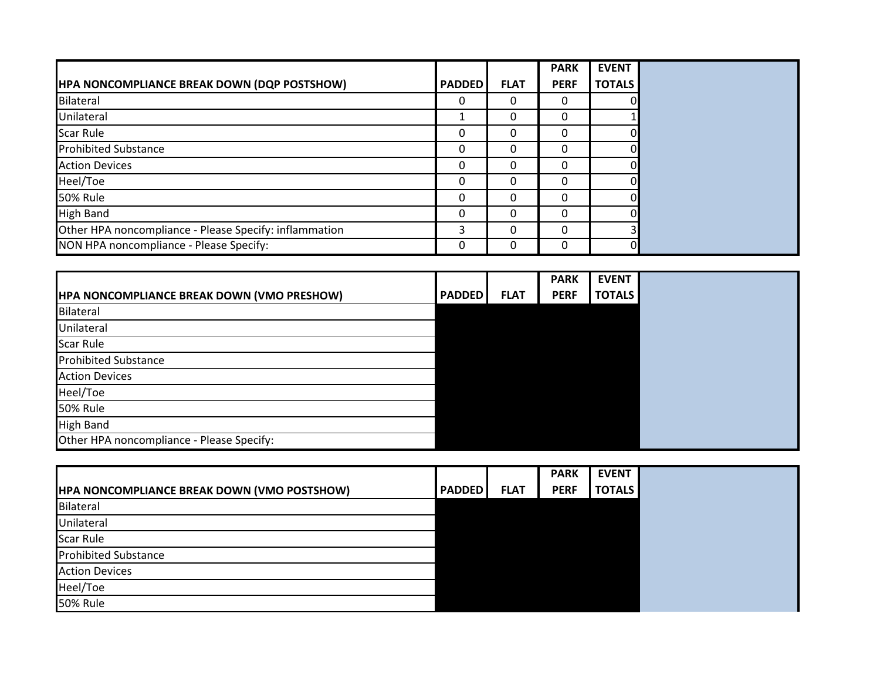| HPA NONCOMPLIANCE BREAK DOWN (DQP POSTSHOW) | PADDED | FLAT | PARK PERF | EVENT TOTALS |
|---|---|---|---|---|
| Bilateral | 0 | 0 | 0 | 0 |
| Unilateral | 1 | 0 | 0 | 1 |
| Scar Rule | 0 | 0 | 0 | 0 |
| Prohibited Substance | 0 | 0 | 0 | 0 |
| Action Devices | 0 | 0 | 0 | 0 |
| Heel/Toe | 0 | 0 | 0 | 0 |
| 50% Rule | 0 | 0 | 0 | 0 |
| High Band | 0 | 0 | 0 | 0 |
| Other HPA noncompliance - Please Specify: inflammation | 3 | 0 | 0 | 3 |
| NON HPA noncompliance - Please Specify: | 0 | 0 | 0 | 0 |

| HPA NONCOMPLIANCE BREAK DOWN (VMO PRESHOW) | PADDED | FLAT | PARK PERF | EVENT TOTALS |
|---|---|---|---|---|
| Bilateral | | | | |
| Unilateral | | | | |
| Scar Rule | | | | |
| Prohibited Substance | | | | |
| Action Devices | | | | |
| Heel/Toe | | | | |
| 50% Rule | | | | |
| High Band | | | | |
| Other HPA noncompliance - Please Specify: | | | | |

| HPA NONCOMPLIANCE BREAK DOWN (VMO POSTSHOW) | PADDED | FLAT | PARK PERF | EVENT TOTALS |
|---|---|---|---|---|
| Bilateral | | | | |
| Unilateral | | | | |
| Scar Rule | | | | |
| Prohibited Substance | | | | |
| Action Devices | | | | |
| Heel/Toe | | | | |
| 50% Rule | | | | |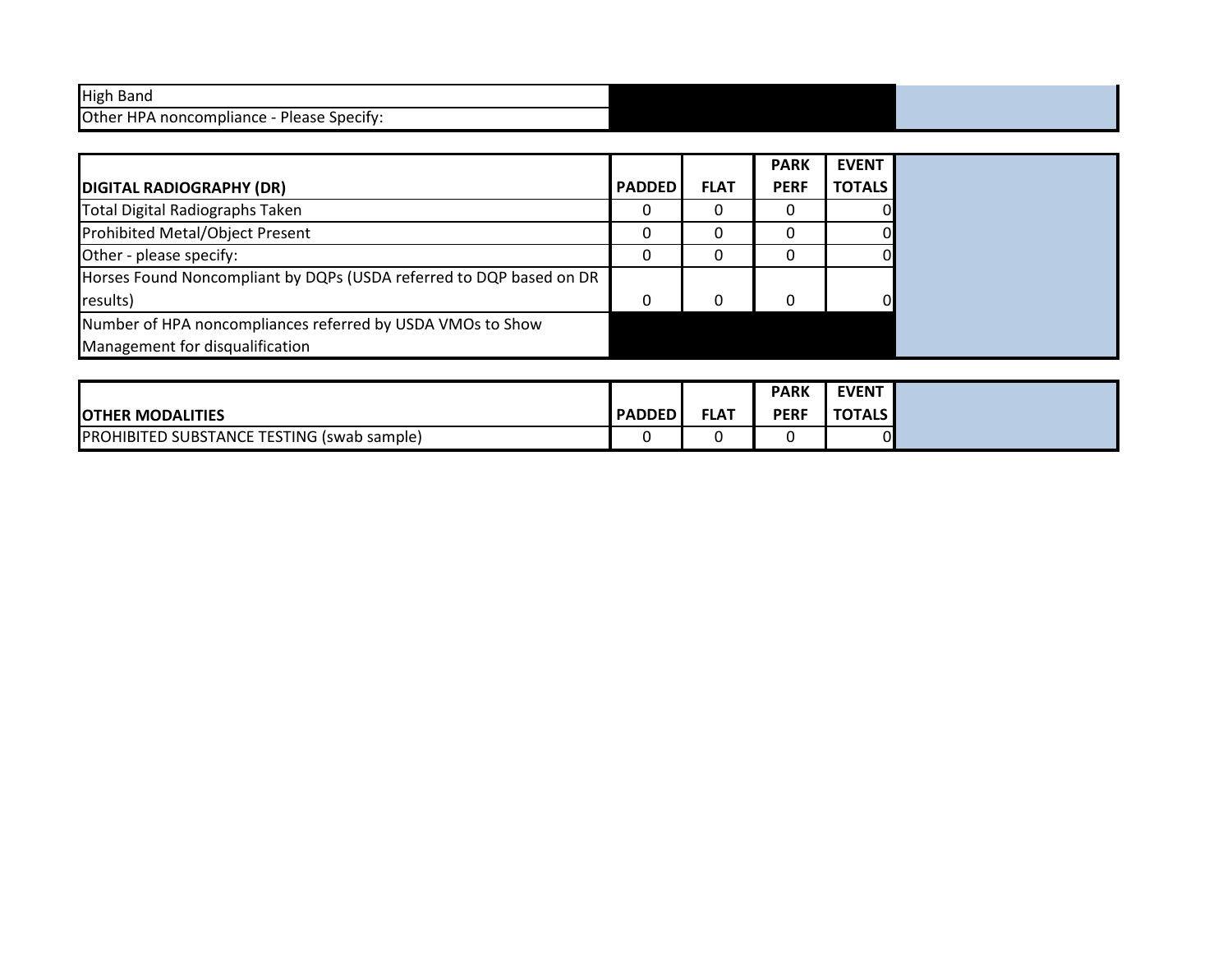| | | | | | |
|---|---|---|---|---|---|
| High Band | | | | | |
| Other HPA noncompliance - Please Specify: | | | | | |

| DIGITAL RADIOGRAPHY (DR) | PADDED | FLAT | PARK PERF | EVENT TOTALS | |
|---|---|---|---|---|---|
| Total Digital Radiographs Taken | 0 | 0 | 0 | 0 | |
| Prohibited Metal/Object Present | 0 | 0 | 0 | 0 | |
| Other - please specify: | 0 | 0 | 0 | 0 | |
| Horses Found Noncompliant by DQPs (USDA referred to DQP based on DR results) | 0 | 0 | 0 | 0 | |
| Number of HPA noncompliances referred by USDA VMOs to Show Management for disqualification | | | | | |

| OTHER MODALITIES | PADDED | FLAT | PARK PERF | EVENT TOTALS | |
|---|---|---|---|---|---|
| PROHIBITED SUBSTANCE TESTING (swab sample) | 0 | 0 | 0 | 0 | |